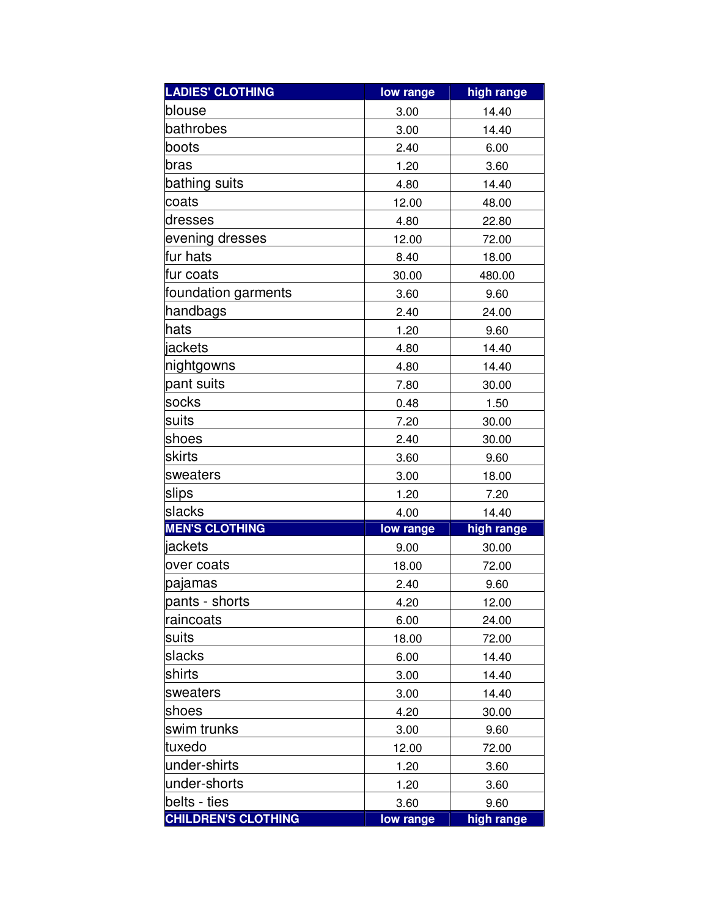| LADIES' CLOTHING | low range | high range |
| --- | --- | --- |
| blouse | 3.00 | 14.40 |
| bathrobes | 3.00 | 14.40 |
| boots | 2.40 | 6.00 |
| bras | 1.20 | 3.60 |
| bathing suits | 4.80 | 14.40 |
| coats | 12.00 | 48.00 |
| dresses | 4.80 | 22.80 |
| evening dresses | 12.00 | 72.00 |
| fur hats | 8.40 | 18.00 |
| fur coats | 30.00 | 480.00 |
| foundation garments | 3.60 | 9.60 |
| handbags | 2.40 | 24.00 |
| hats | 1.20 | 9.60 |
| jackets | 4.80 | 14.40 |
| nightgowns | 4.80 | 14.40 |
| pant suits | 7.80 | 30.00 |
| socks | 0.48 | 1.50 |
| suits | 7.20 | 30.00 |
| shoes | 2.40 | 30.00 |
| skirts | 3.60 | 9.60 |
| sweaters | 3.00 | 18.00 |
| slips | 1.20 | 7.20 |
| slacks | 4.00 | 14.40 |
| **MEN'S CLOTHING** | **low range** | **high range** |
| jackets | 9.00 | 30.00 |
| over coats | 18.00 | 72.00 |
| pajamas | 2.40 | 9.60 |
| pants - shorts | 4.20 | 12.00 |
| raincoats | 6.00 | 24.00 |
| suits | 18.00 | 72.00 |
| slacks | 6.00 | 14.40 |
| shirts | 3.00 | 14.40 |
| sweaters | 3.00 | 14.40 |
| shoes | 4.20 | 30.00 |
| swim trunks | 3.00 | 9.60 |
| tuxedo | 12.00 | 72.00 |
| under-shirts | 1.20 | 3.60 |
| under-shorts | 1.20 | 3.60 |
| belts - ties | 3.60 | 9.60 |
| **CHILDREN'S CLOTHING** | **low range** | **high range** |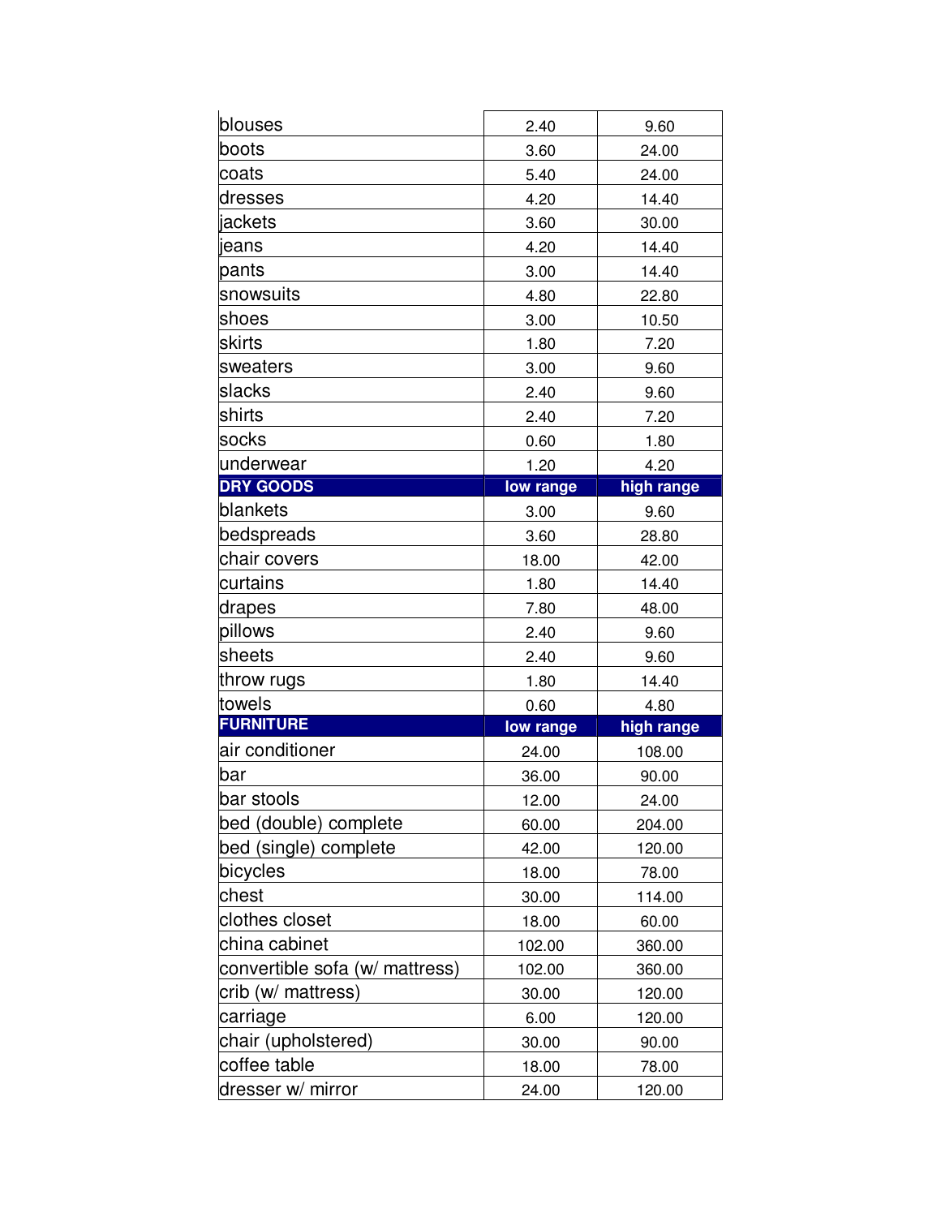| | | |
|---|---|---|
| blouses | 2.40 | 9.60 |
| boots | 3.60 | 24.00 |
| coats | 5.40 | 24.00 |
| dresses | 4.20 | 14.40 |
| jackets | 3.60 | 30.00 |
| jeans | 4.20 | 14.40 |
| pants | 3.00 | 14.40 |
| snowsuits | 4.80 | 22.80 |
| shoes | 3.00 | 10.50 |
| skirts | 1.80 | 7.20 |
| sweaters | 3.00 | 9.60 |
| slacks | 2.40 | 9.60 |
| shirts | 2.40 | 7.20 |
| socks | 0.60 | 1.80 |
| underwear | 1.20 | 4.20 |
| **DRY GOODS** | **low range** | **high range** |
| blankets | 3.00 | 9.60 |
| bedspreads | 3.60 | 28.80 |
| chair covers | 18.00 | 42.00 |
| curtains | 1.80 | 14.40 |
| drapes | 7.80 | 48.00 |
| pillows | 2.40 | 9.60 |
| sheets | 2.40 | 9.60 |
| throw rugs | 1.80 | 14.40 |
| towels | 0.60 | 4.80 |
| **FURNITURE** | **low range** | **high range** |
| air conditioner | 24.00 | 108.00 |
| bar | 36.00 | 90.00 |
| bar stools | 12.00 | 24.00 |
| bed (double) complete | 60.00 | 204.00 |
| bed (single) complete | 42.00 | 120.00 |
| bicycles | 18.00 | 78.00 |
| chest | 30.00 | 114.00 |
| clothes closet | 18.00 | 60.00 |
| china cabinet | 102.00 | 360.00 |
| convertible sofa (w/ mattress) | 102.00 | 360.00 |
| crib (w/ mattress) | 30.00 | 120.00 |
| carriage | 6.00 | 120.00 |
| chair (upholstered) | 30.00 | 90.00 |
| coffee table | 18.00 | 78.00 |
| dresser w/ mirror | 24.00 | 120.00 |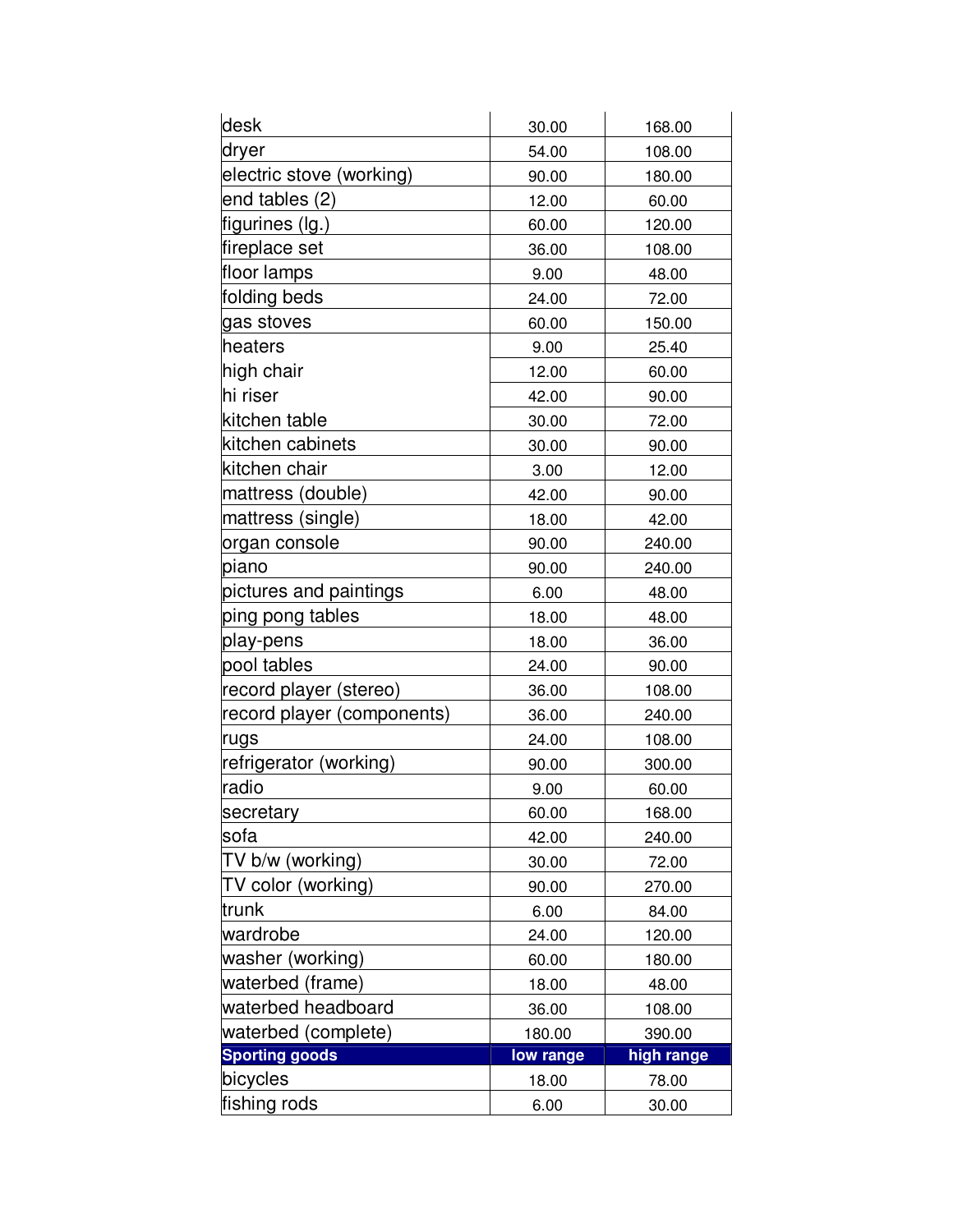| desk | 30.00 | 168.00 |
| --- | --- | --- |
| dryer | 54.00 | 108.00 |
| electric stove (working) | 90.00 | 180.00 |
| end tables (2) | 12.00 | 60.00 |
| figurines (lg.) | 60.00 | 120.00 |
| fireplace set | 36.00 | 108.00 |
| floor lamps | 9.00 | 48.00 |
| folding beds | 24.00 | 72.00 |
| gas stoves | 60.00 | 150.00 |
| heaters | 9.00 | 25.40 |
| high chair | 12.00 | 60.00 |
| hi riser | 42.00 | 90.00 |
| kitchen table | 30.00 | 72.00 |
| kitchen cabinets | 30.00 | 90.00 |
| kitchen chair | 3.00 | 12.00 |
| mattress (double) | 42.00 | 90.00 |
| mattress (single) | 18.00 | 42.00 |
| organ console | 90.00 | 240.00 |
| piano | 90.00 | 240.00 |
| pictures and paintings | 6.00 | 48.00 |
| ping pong tables | 18.00 | 48.00 |
| play-pens | 18.00 | 36.00 |
| pool tables | 24.00 | 90.00 |
| record player (stereo) | 36.00 | 108.00 |
| record player (components) | 36.00 | 240.00 |
| rugs | 24.00 | 108.00 |
| refrigerator (working) | 90.00 | 300.00 |
| radio | 9.00 | 60.00 |
| secretary | 60.00 | 168.00 |
| sofa | 42.00 | 240.00 |
| TV b/w (working) | 30.00 | 72.00 |
| TV color (working) | 90.00 | 270.00 |
| trunk | 6.00 | 84.00 |
| wardrobe | 24.00 | 120.00 |
| washer (working) | 60.00 | 180.00 |
| waterbed (frame) | 18.00 | 48.00 |
| waterbed headboard | 36.00 | 108.00 |
| waterbed (complete) | 180.00 | 390.00 |
| **Sporting goods** | **low range** | **high range** |
| bicycles | 18.00 | 78.00 |
| fishing rods | 6.00 | 30.00 |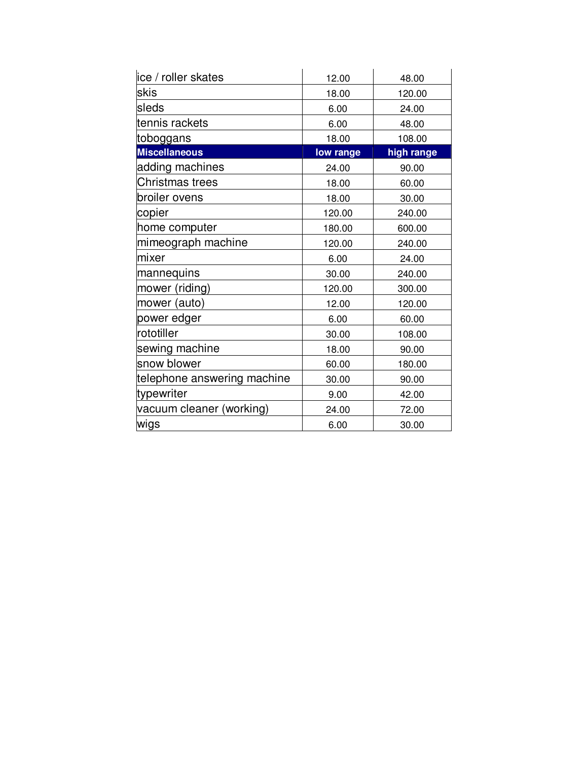| | | |
|---|---|---|
| ice / roller skates | 12.00 | 48.00 |
| skis | 18.00 | 120.00 |
| sleds | 6.00 | 24.00 |
| tennis rackets | 6.00 | 48.00 |
| toboggans | 18.00 | 108.00 |
| **Miscellaneous** | **low range** | **high range** |
| adding machines | 24.00 | 90.00 |
| Christmas trees | 18.00 | 60.00 |
| broiler ovens | 18.00 | 30.00 |
| copier | 120.00 | 240.00 |
| home computer | 180.00 | 600.00 |
| mimeograph machine | 120.00 | 240.00 |
| mixer | 6.00 | 24.00 |
| mannequins | 30.00 | 240.00 |
| mower (riding) | 120.00 | 300.00 |
| mower (auto) | 12.00 | 120.00 |
| power edger | 6.00 | 60.00 |
| rototiller | 30.00 | 108.00 |
| sewing machine | 18.00 | 90.00 |
| snow blower | 60.00 | 180.00 |
| telephone answering machine | 30.00 | 90.00 |
| typewriter | 9.00 | 42.00 |
| vacuum cleaner (working) | 24.00 | 72.00 |
| wigs | 6.00 | 30.00 |